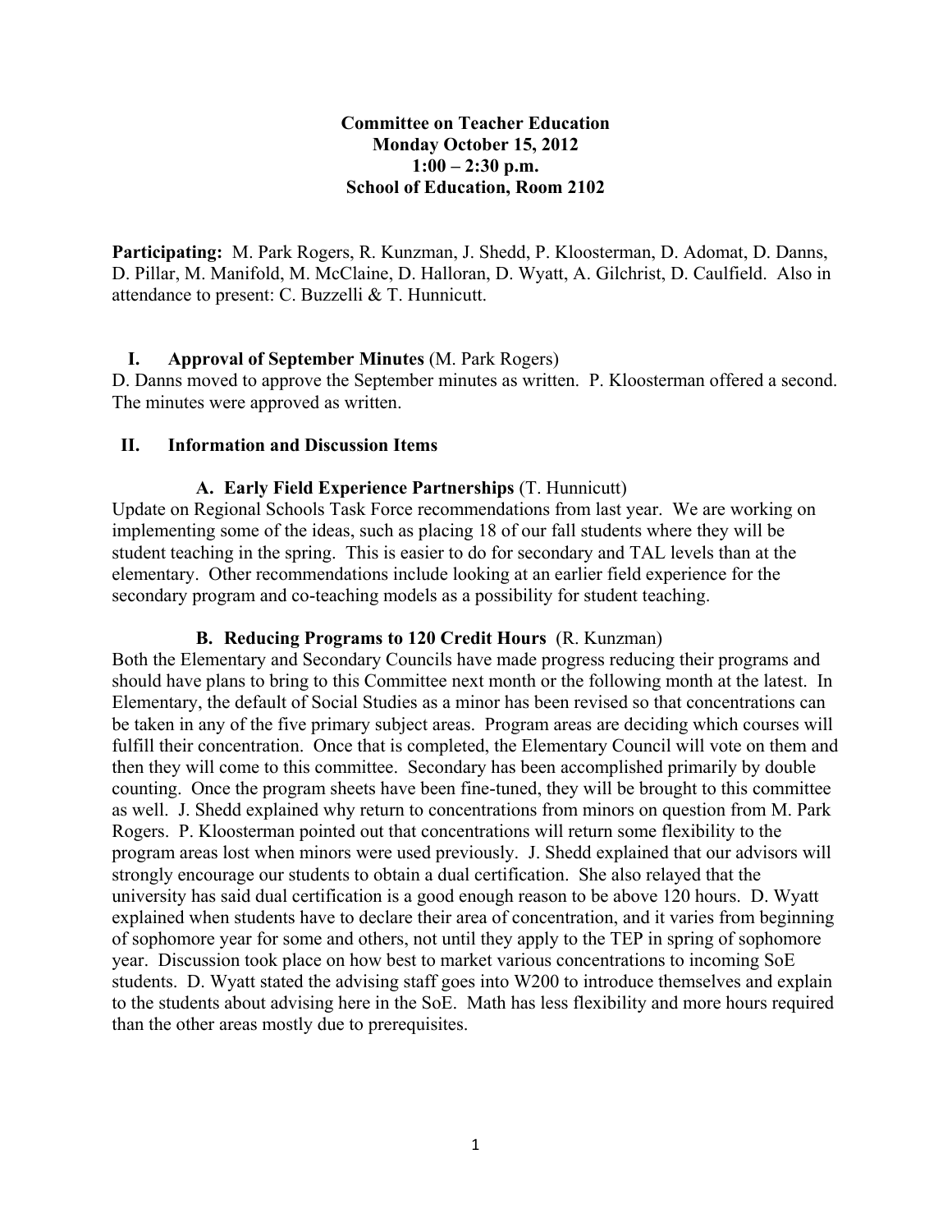**Committee on Teacher Education**
**Monday October 15, 2012**
**1:00 – 2:30 p.m.**
**School of Education, Room 2102**

**Participating:** M. Park Rogers, R. Kunzman, J. Shedd, P. Kloosterman, D. Adomat, D. Danns, D. Pillar, M. Manifold, M. McClaine, D. Halloran, D. Wyatt, A. Gilchrist, D. Caulfield. Also in attendance to present: C. Buzzelli & T. Hunnicutt.

## I. Approval of September Minutes (M. Park Rogers)

D. Danns moved to approve the September minutes as written. P. Kloosterman offered a second. The minutes were approved as written.

## II. Information and Discussion Items

### A. Early Field Experience Partnerships (T. Hunnicutt)

Update on Regional Schools Task Force recommendations from last year. We are working on implementing some of the ideas, such as placing 18 of our fall students where they will be student teaching in the spring. This is easier to do for secondary and TAL levels than at the elementary. Other recommendations include looking at an earlier field experience for the secondary program and co-teaching models as a possibility for student teaching.

### B. Reducing Programs to 120 Credit Hours (R. Kunzman)

Both the Elementary and Secondary Councils have made progress reducing their programs and should have plans to bring to this Committee next month or the following month at the latest. In Elementary, the default of Social Studies as a minor has been revised so that concentrations can be taken in any of the five primary subject areas. Program areas are deciding which courses will fulfill their concentration. Once that is completed, the Elementary Council will vote on them and then they will come to this committee. Secondary has been accomplished primarily by double counting. Once the program sheets have been fine-tuned, they will be brought to this committee as well. J. Shedd explained why return to concentrations from minors on question from M. Park Rogers. P. Kloosterman pointed out that concentrations will return some flexibility to the program areas lost when minors were used previously. J. Shedd explained that our advisors will strongly encourage our students to obtain a dual certification. She also relayed that the university has said dual certification is a good enough reason to be above 120 hours. D. Wyatt explained when students have to declare their area of concentration, and it varies from beginning of sophomore year for some and others, not until they apply to the TEP in spring of sophomore year. Discussion took place on how best to market various concentrations to incoming SoE students. D. Wyatt stated the advising staff goes into W200 to introduce themselves and explain to the students about advising here in the SoE. Math has less flexibility and more hours required than the other areas mostly due to prerequisites.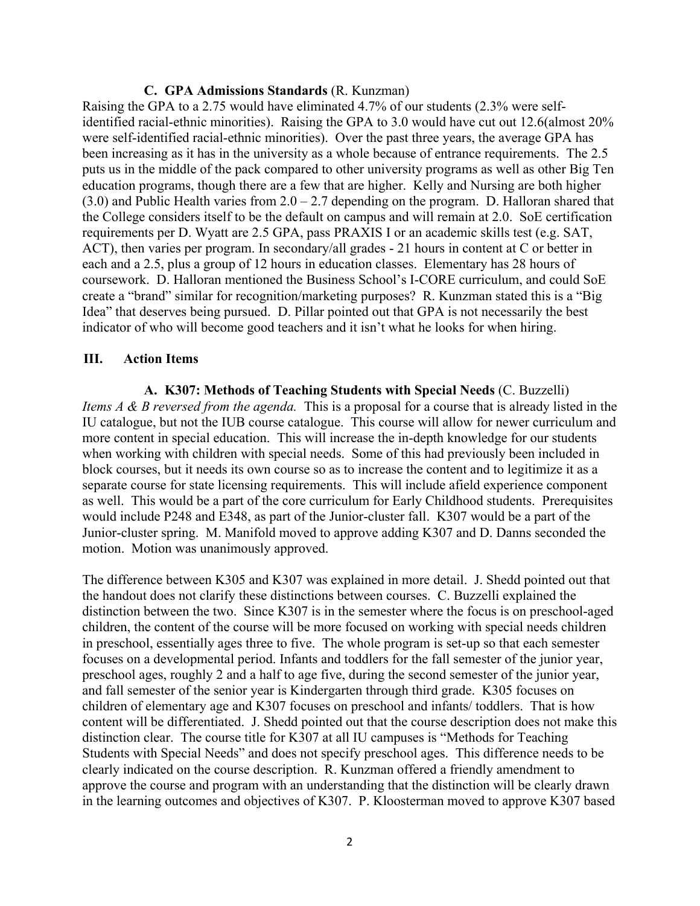### C. GPA Admissions Standards (R. Kunzman)

Raising the GPA to a 2.75 would have eliminated 4.7% of our students (2.3% were self-identified racial-ethnic minorities). Raising the GPA to 3.0 would have cut out 12.6(almost 20% were self-identified racial-ethnic minorities). Over the past three years, the average GPA has been increasing as it has in the university as a whole because of entrance requirements. The 2.5 puts us in the middle of the pack compared to other university programs as well as other Big Ten education programs, though there are a few that are higher. Kelly and Nursing are both higher (3.0) and Public Health varies from 2.0 – 2.7 depending on the program. D. Halloran shared that the College considers itself to be the default on campus and will remain at 2.0. SoE certification requirements per D. Wyatt are 2.5 GPA, pass PRAXIS I or an academic skills test (e.g. SAT, ACT), then varies per program. In secondary/all grades - 21 hours in content at C or better in each and a 2.5, plus a group of 12 hours in education classes. Elementary has 28 hours of coursework. D. Halloran mentioned the Business School's I-CORE curriculum, and could SoE create a "brand" similar for recognition/marketing purposes? R. Kunzman stated this is a "Big Idea" that deserves being pursued. D. Pillar pointed out that GPA is not necessarily the best indicator of who will become good teachers and it isn't what he looks for when hiring.

## III. Action Items

### A. K307: Methods of Teaching Students with Special Needs (C. Buzzelli)

*Items A & B reversed from the agenda.* This is a proposal for a course that is already listed in the IU catalogue, but not the IUB course catalogue. This course will allow for newer curriculum and more content in special education. This will increase the in-depth knowledge for our students when working with children with special needs. Some of this had previously been included in block courses, but it needs its own course so as to increase the content and to legitimize it as a separate course for state licensing requirements. This will include afield experience component as well. This would be a part of the core curriculum for Early Childhood students. Prerequisites would include P248 and E348, as part of the Junior-cluster fall. K307 would be a part of the Junior-cluster spring. M. Manifold moved to approve adding K307 and D. Danns seconded the motion. Motion was unanimously approved.

The difference between K305 and K307 was explained in more detail. J. Shedd pointed out that the handout does not clarify these distinctions between courses. C. Buzzelli explained the distinction between the two. Since K307 is in the semester where the focus is on preschool-aged children, the content of the course will be more focused on working with special needs children in preschool, essentially ages three to five. The whole program is set-up so that each semester focuses on a developmental period. Infants and toddlers for the fall semester of the junior year, preschool ages, roughly 2 and a half to age five, during the second semester of the junior year, and fall semester of the senior year is Kindergarten through third grade. K305 focuses on children of elementary age and K307 focuses on preschool and infants/ toddlers. That is how content will be differentiated. J. Shedd pointed out that the course description does not make this distinction clear. The course title for K307 at all IU campuses is "Methods for Teaching Students with Special Needs" and does not specify preschool ages. This difference needs to be clearly indicated on the course description. R. Kunzman offered a friendly amendment to approve the course and program with an understanding that the distinction will be clearly drawn in the learning outcomes and objectives of K307. P. Kloosterman moved to approve K307 based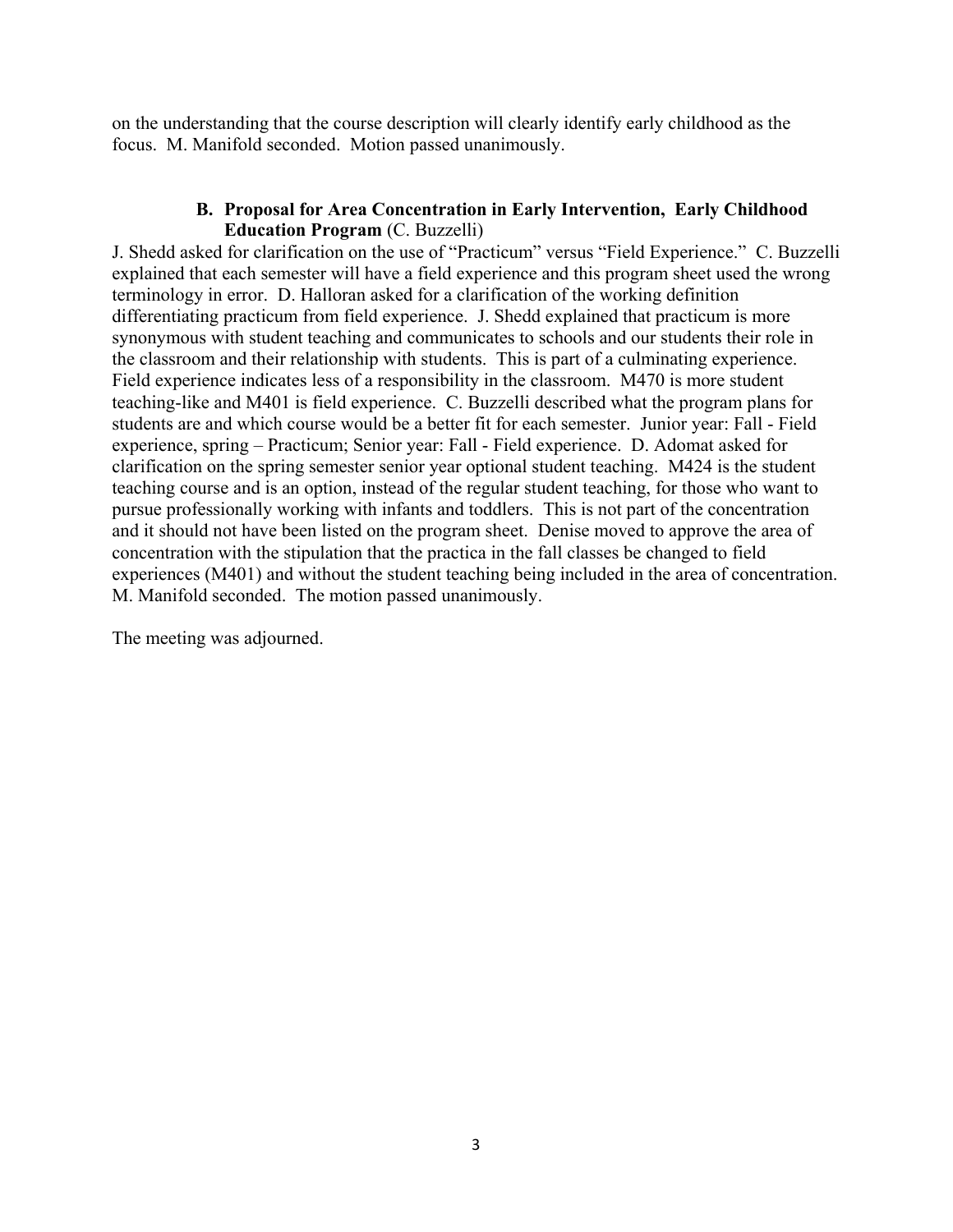on the understanding that the course description will clearly identify early childhood as the focus. M. Manifold seconded. Motion passed unanimously.

**B. Proposal for Area Concentration in Early Intervention, Early Childhood Education Program** (C. Buzzelli)

J. Shedd asked for clarification on the use of "Practicum" versus "Field Experience." C. Buzzelli explained that each semester will have a field experience and this program sheet used the wrong terminology in error. D. Halloran asked for a clarification of the working definition differentiating practicum from field experience. J. Shedd explained that practicum is more synonymous with student teaching and communicates to schools and our students their role in the classroom and their relationship with students. This is part of a culminating experience. Field experience indicates less of a responsibility in the classroom. M470 is more student teaching-like and M401 is field experience. C. Buzzelli described what the program plans for students are and which course would be a better fit for each semester. Junior year: Fall - Field experience, spring – Practicum; Senior year: Fall - Field experience. D. Adomat asked for clarification on the spring semester senior year optional student teaching. M424 is the student teaching course and is an option, instead of the regular student teaching, for those who want to pursue professionally working with infants and toddlers. This is not part of the concentration and it should not have been listed on the program sheet. Denise moved to approve the area of concentration with the stipulation that the practica in the fall classes be changed to field experiences (M401) and without the student teaching being included in the area of concentration. M. Manifold seconded. The motion passed unanimously.

The meeting was adjourned.